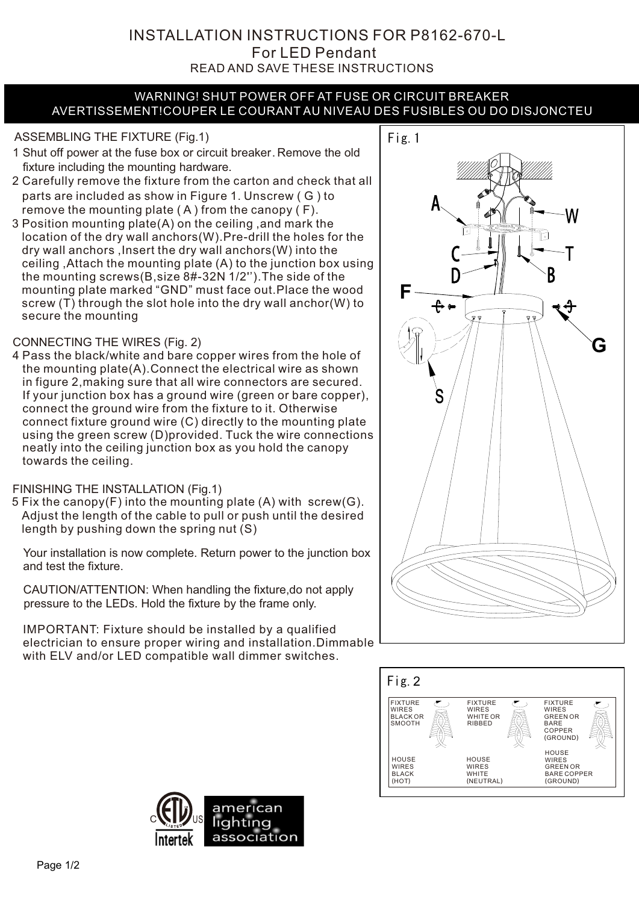# INSTALLATION INSTRUCTIONS FOR P8162-670-L

## For LED Pendant

READ AND SAVE THESE INSTRUCTIONS

**WARNING! SHUT POWER OFF AT FUSE OR CIRCUIT BREAKER**
**AVERTISSEMENT!COUPER LE COURANT AU NIVEAU DES FUSIBLES OU DO DISJONCTEU**

### ASSEMBLING THE FIXTURE (Fig.1)

1 Shut off power at the fuse box or circuit breaker. Remove the old fixture including the mounting hardware.

2 Carefully remove the fixture from the carton and check that all parts are included as show in Figure 1. Unscrew ( G ) to remove the mounting plate ( A ) from the canopy ( F).

3 Position mounting plate(A) on the ceiling ,and mark the location of the dry wall anchors(W).Pre-drill the holes for the dry wall anchors ,Insert the dry wall anchors(W) into the ceiling ,Attach the mounting plate (A) to the junction box using the mounting screws(B,size 8#-32N 1/2'').The side of the mounting plate marked "GND" must face out.Place the wood screw (T) through the slot hole into the dry wall anchor(W) to secure the mounting

### CONNECTING THE WIRES (Fig. 2)

4 Pass the black/white and bare copper wires from the hole of the mounting plate(A).Connect the electrical wire as shown in figure 2,making sure that all wire connectors are secured. If your junction box has a ground wire (green or bare copper), connect the ground wire from the fixture to it. Otherwise connect fixture ground wire (C) directly to the mounting plate using the green screw (D)provided. Tuck the wire connections neatly into the ceiling junction box as you hold the canopy towards the ceiling.

### FINISHING THE INSTALLATION (Fig.1)

5 Fix the canopy(F) into the mounting plate (A) with screw(G). Adjust the length of the cable to pull or push until the desired length by pushing down the spring nut (S)

Your installation is now complete. Return power to the junction box and test the fixture.

CAUTION/ATTENTION: When handling the fixture,do not apply pressure to the LEDs. Hold the fixture by the frame only.

IMPORTANT: Fixture should be installed by a qualified electrician to ensure proper wiring and installation.Dimmable with ELV and/or LED compatible wall dimmer switches.

Fig. 1

A, W, C, T, D, B, F, G, S

Fig. 2

| FIXTURE WIRES BLACK OR SMOOTH | FIXTURE WIRES WHITE OR RIBBED | FIXTURE WIRES GREEN OR BARE COPPER (GROUND) |
|---|---|---|
| HOUSE WIRES BLACK (HOT) | HOUSE WIRES WHITE (NEUTRAL) | HOUSE WIRES GREEN OR BARE COPPER (GROUND) |

Intertek

american lighting association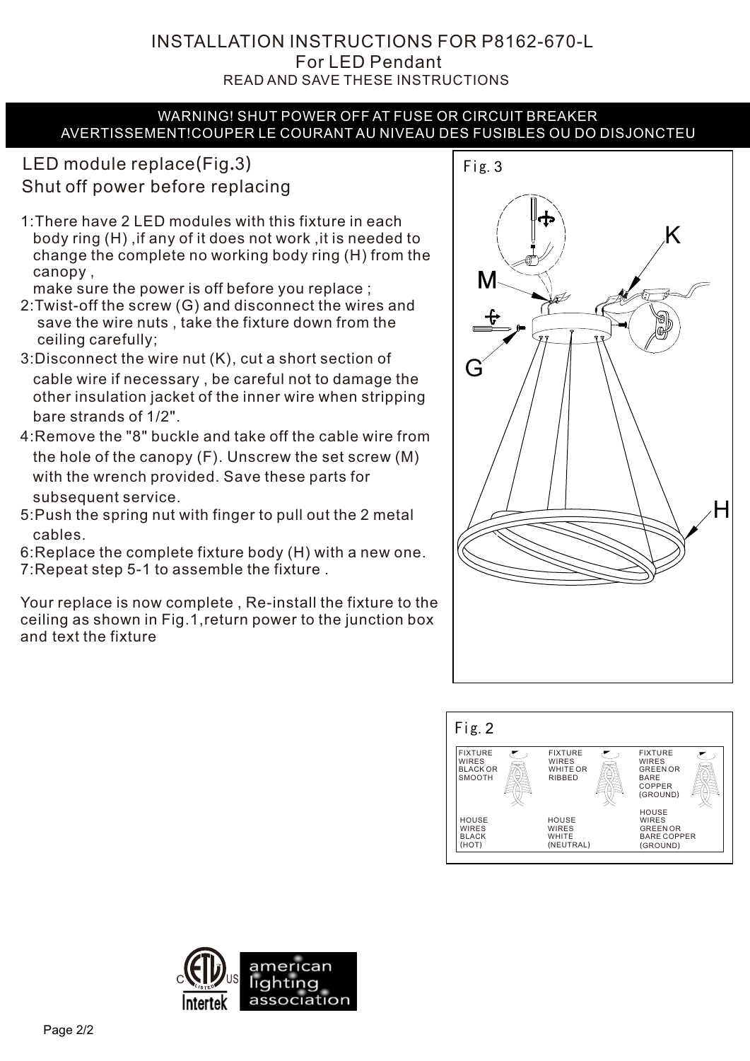# INSTALLATION INSTRUCTIONS FOR P8162-670-L

For LED Pendant

READ AND SAVE THESE INSTRUCTIONS

**WARNING! SHUT POWER OFF AT FUSE OR CIRCUIT BREAKER**
**AVERTISSEMENT!COUPER LE COURANT AU NIVEAU DES FUSIBLES OU DO DISJONCTEU**

## LED module replace(Fig.3)
## Shut off power before replacing

1: There have 2 LED modules with this fixture in each body ring (H) ,if any of it does not work ,it is needed to change the complete no working body ring (H) from the canopy ,
   make sure the power is off before you replace ;
2: Twist-off the screw (G) and disconnect the wires and save the wire nuts , take the fixture down from the ceiling carefully;
3: Disconnect the wire nut (K), cut a short section of cable wire if necessary , be careful not to damage the other insulation jacket of the inner wire when stripping bare strands of 1/2".
4: Remove the "8" buckle and take off the cable wire from the hole of the canopy (F). Unscrew the set screw (M) with the wrench provided. Save these parts for subsequent service.
5: Push the spring nut with finger to pull out the 2 metal cables.
6: Replace the complete fixture body (H) with a new one.
7: Repeat step 5-1 to assemble the fixture .

Your replace is now complete , Re-install the fixture to the ceiling as shown in Fig.1,return power to the junction box and text the fixture

Fig. 3

K

M

G

H

Fig. 2

FIXTURE WIRES BLACK OR SMOOTH

HOUSE WIRES BLACK (HOT)

FIXTURE WIRES WHITE OR RIBBED

HOUSE WIRES WHITE (NEUTRAL)

FIXTURE WIRES GREEN OR BARE COPPER (GROUND)

HOUSE WIRES GREEN OR BARE COPPER (GROUND)

C ETL US LISTED Intertek

american lighting association